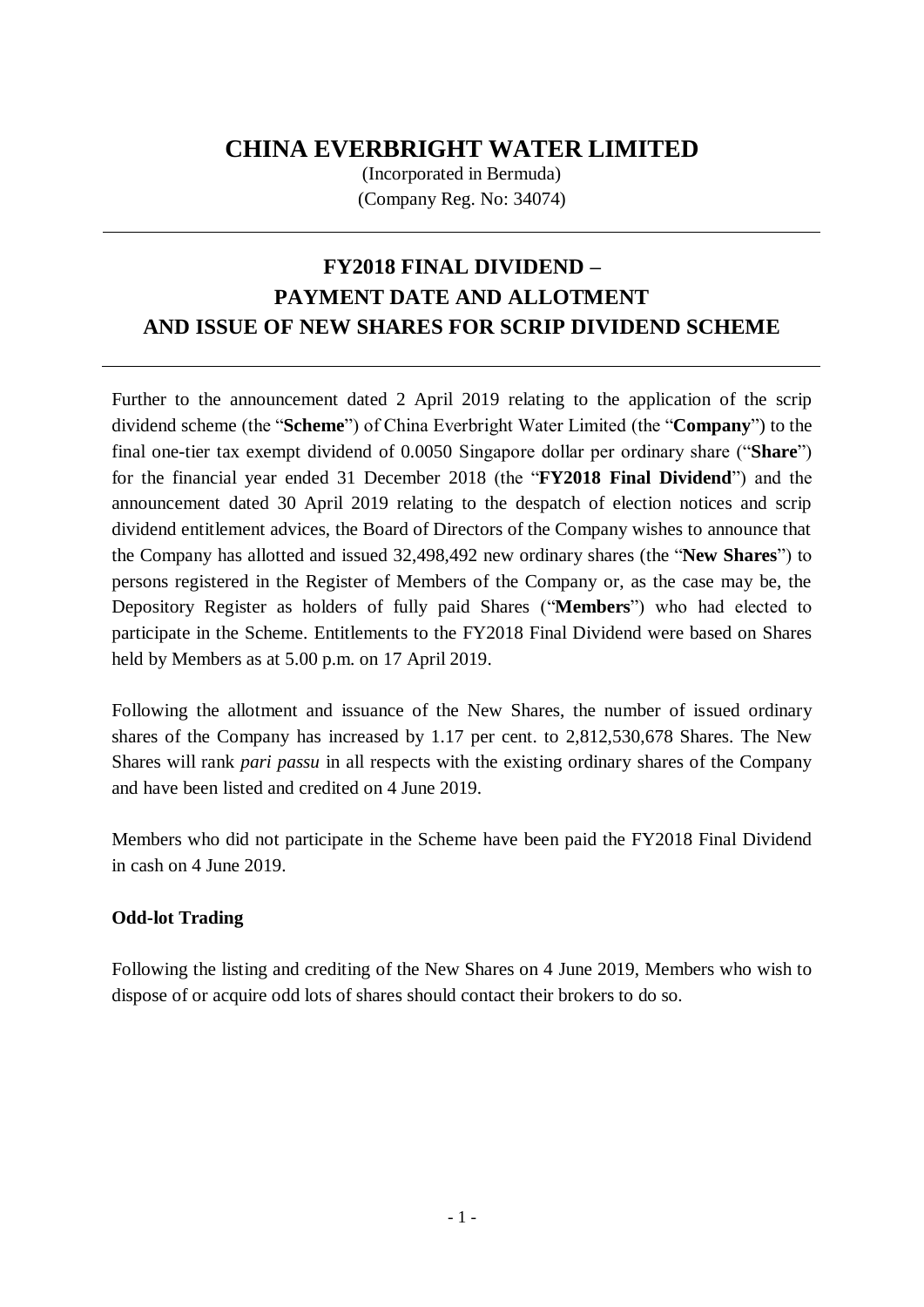# CHINA EVERBRIGHT WATER LIMITED

(Incorporated in Bermuda)
(Company Reg. No: 34074)

---

## FY2018 FINAL DIVIDEND – PAYMENT DATE AND ALLOTMENT AND ISSUE OF NEW SHARES FOR SCRIP DIVIDEND SCHEME

---

Further to the announcement dated 2 April 2019 relating to the application of the scrip dividend scheme (the "**Scheme**") of China Everbright Water Limited (the "**Company**") to the final one-tier tax exempt dividend of 0.0050 Singapore dollar per ordinary share ("**Share**") for the financial year ended 31 December 2018 (the "**FY2018 Final Dividend**") and the announcement dated 30 April 2019 relating to the despatch of election notices and scrip dividend entitlement advices, the Board of Directors of the Company wishes to announce that the Company has allotted and issued 32,498,492 new ordinary shares (the "**New Shares**") to persons registered in the Register of Members of the Company or, as the case may be, the Depository Register as holders of fully paid Shares ("**Members**") who had elected to participate in the Scheme. Entitlements to the FY2018 Final Dividend were based on Shares held by Members as at 5.00 p.m. on 17 April 2019.

Following the allotment and issuance of the New Shares, the number of issued ordinary shares of the Company has increased by 1.17 per cent. to 2,812,530,678 Shares. The New Shares will rank *pari passu* in all respects with the existing ordinary shares of the Company and have been listed and credited on 4 June 2019.

Members who did not participate in the Scheme have been paid the FY2018 Final Dividend in cash on 4 June 2019.

**Odd-lot Trading**

Following the listing and crediting of the New Shares on 4 June 2019, Members who wish to dispose of or acquire odd lots of shares should contact their brokers to do so.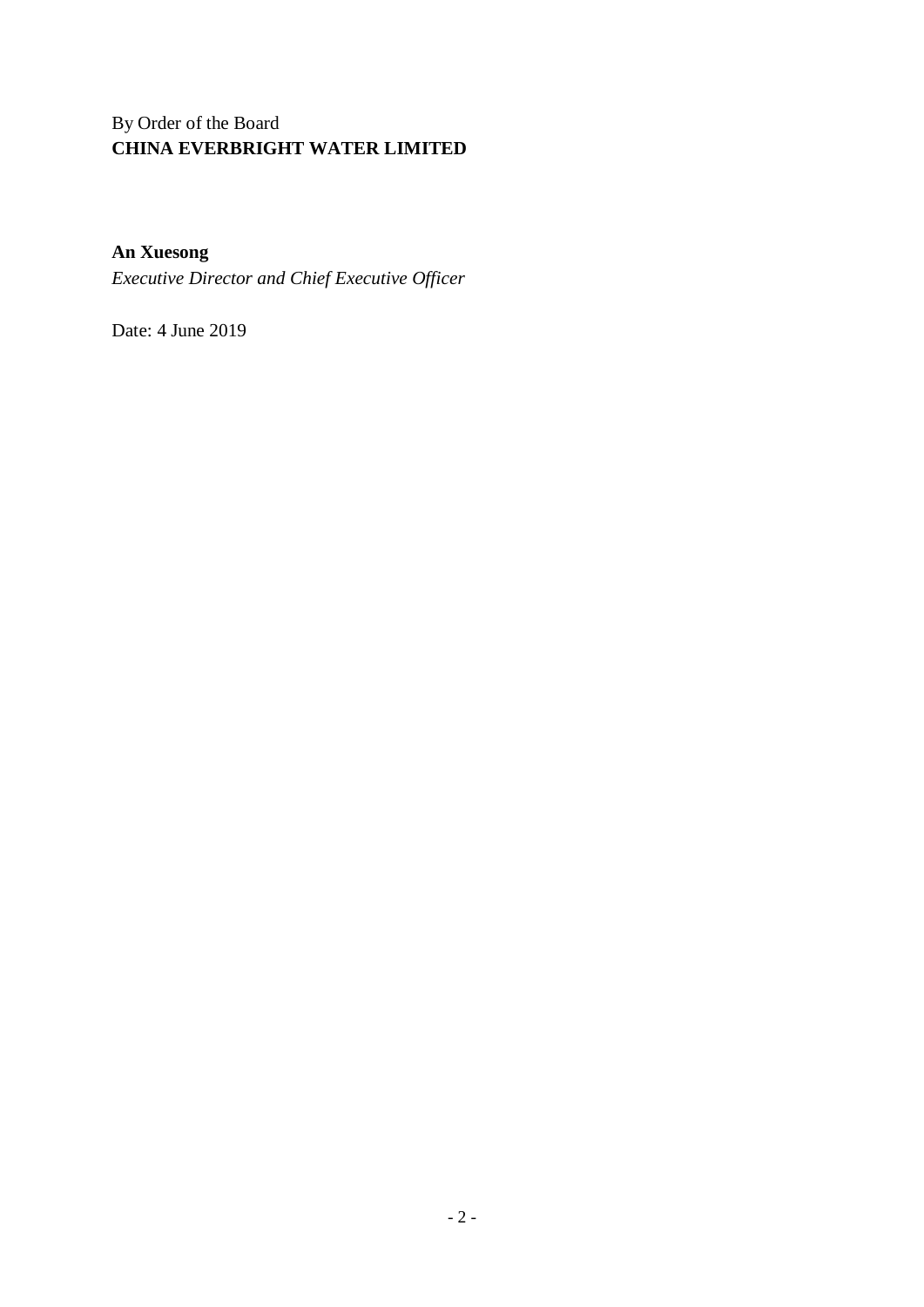By Order of the Board
**CHINA EVERBRIGHT WATER LIMITED**

**An Xuesong**
*Executive Director and Chief Executive Officer*

Date: 4 June 2019